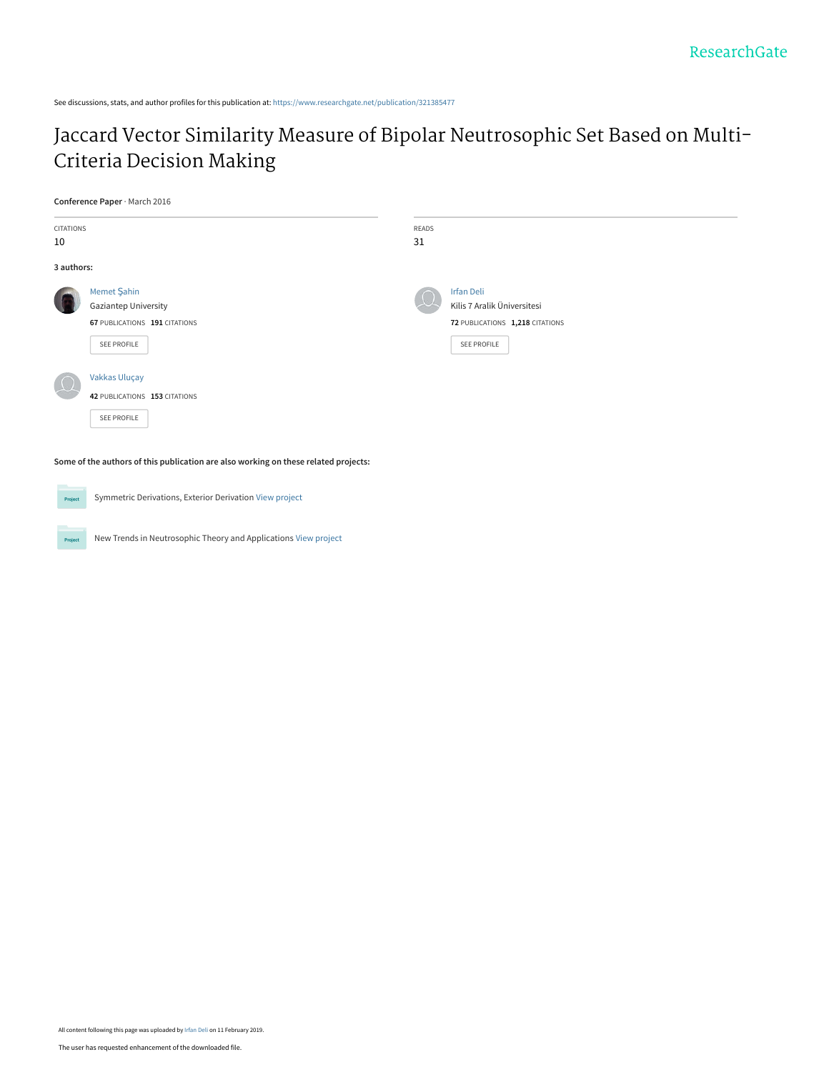ResearchGate

See discussions, stats, and author profiles for this publication at: https://www.researchgate.net/publication/321385477

# Jaccard Vector Similarity Measure of Bipolar Neutrosophic Set Based on Multi-Criteria Decision Making

**Conference Paper** · March 2016

| CITATIONS | READS |
|---|---|
| 10 | 31 |

**3 authors:**

**Memet Şahin**
Gaziantep University
**67** PUBLICATIONS **191** CITATIONS
SEE PROFILE

**Irfan Deli**
Kilis 7 Aralik Üniversitesi
**72** PUBLICATIONS **1,218** CITATIONS
SEE PROFILE

**Vakkas Uluçay**
**42** PUBLICATIONS **153** CITATIONS
SEE PROFILE

**Some of the authors of this publication are also working on these related projects:**

Project: Symmetric Derivations, Exterior Derivation View project

Project: New Trends in Neutrosophic Theory and Applications View project

All content following this page was uploaded by Irfan Deli on 11 February 2019.

The user has requested enhancement of the downloaded file.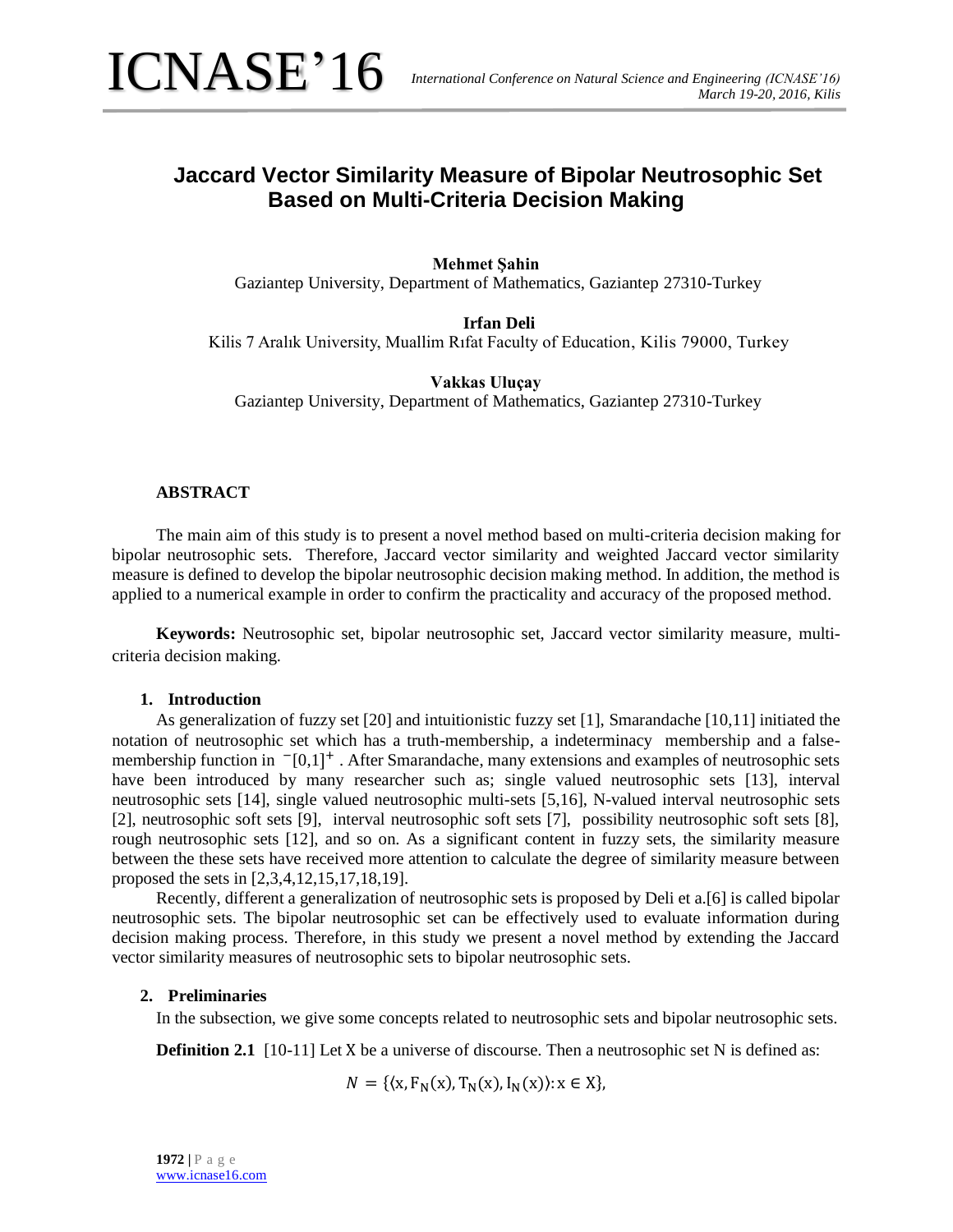# Jaccard Vector Similarity Measure of Bipolar Neutrosophic Set Based on Multi-Criteria Decision Making

**Mehmet Şahin**
Gaziantep University, Department of Mathematics, Gaziantep 27310-Turkey

**Irfan Deli**
Kilis 7 Aralık University, Muallim Rıfat Faculty of Education, Kilis 79000, Turkey

**Vakkas Uluçay**
Gaziantep University, Department of Mathematics, Gaziantep 27310-Turkey

### ABSTRACT

The main aim of this study is to present a novel method based on multi-criteria decision making for bipolar neutrosophic sets. Therefore, Jaccard vector similarity and weighted Jaccard vector similarity measure is defined to develop the bipolar neutrosophic decision making method. In addition, the method is applied to a numerical example in order to confirm the practicality and accuracy of the proposed method.

**Keywords:** Neutrosophic set, bipolar neutrosophic set, Jaccard vector similarity measure, multi-criteria decision making.

## 1. Introduction

As generalization of fuzzy set [20] and intuitionistic fuzzy set [1], Smarandache [10,11] initiated the notation of neutrosophic set which has a truth-membership, a indeterminacy membership and a false-membership function in $^{-}[0,1]^{+}$ . After Smarandache, many extensions and examples of neutrosophic sets have been introduced by many researcher such as; single valued neutrosophic sets [13], interval neutrosophic sets [14], single valued neutrosophic multi-sets [5,16], N-valued interval neutrosophic sets [2], neutrosophic soft sets [9], interval neutrosophic soft sets [7], possibility neutrosophic soft sets [8], rough neutrosophic sets [12], and so on. As a significant content in fuzzy sets, the similarity measure between the these sets have received more attention to calculate the degree of similarity measure between proposed the sets in [2,3,4,12,15,17,18,19].

Recently, different a generalization of neutrosophic sets is proposed by Deli et a.[6] is called bipolar neutrosophic sets. The bipolar neutrosophic set can be effectively used to evaluate information during decision making process. Therefore, in this study we present a novel method by extending the Jaccard vector similarity measures of neutrosophic sets to bipolar neutrosophic sets.

## 2. Preliminaries

In the subsection, we give some concepts related to neutrosophic sets and bipolar neutrosophic sets.

**Definition 2.1** [10-11] Let X be a universe of discourse. Then a neutrosophic set N is defined as:

$$N = \{\langle x, F_N(x), T_N(x), I_N(x)\rangle : x \in X\},$$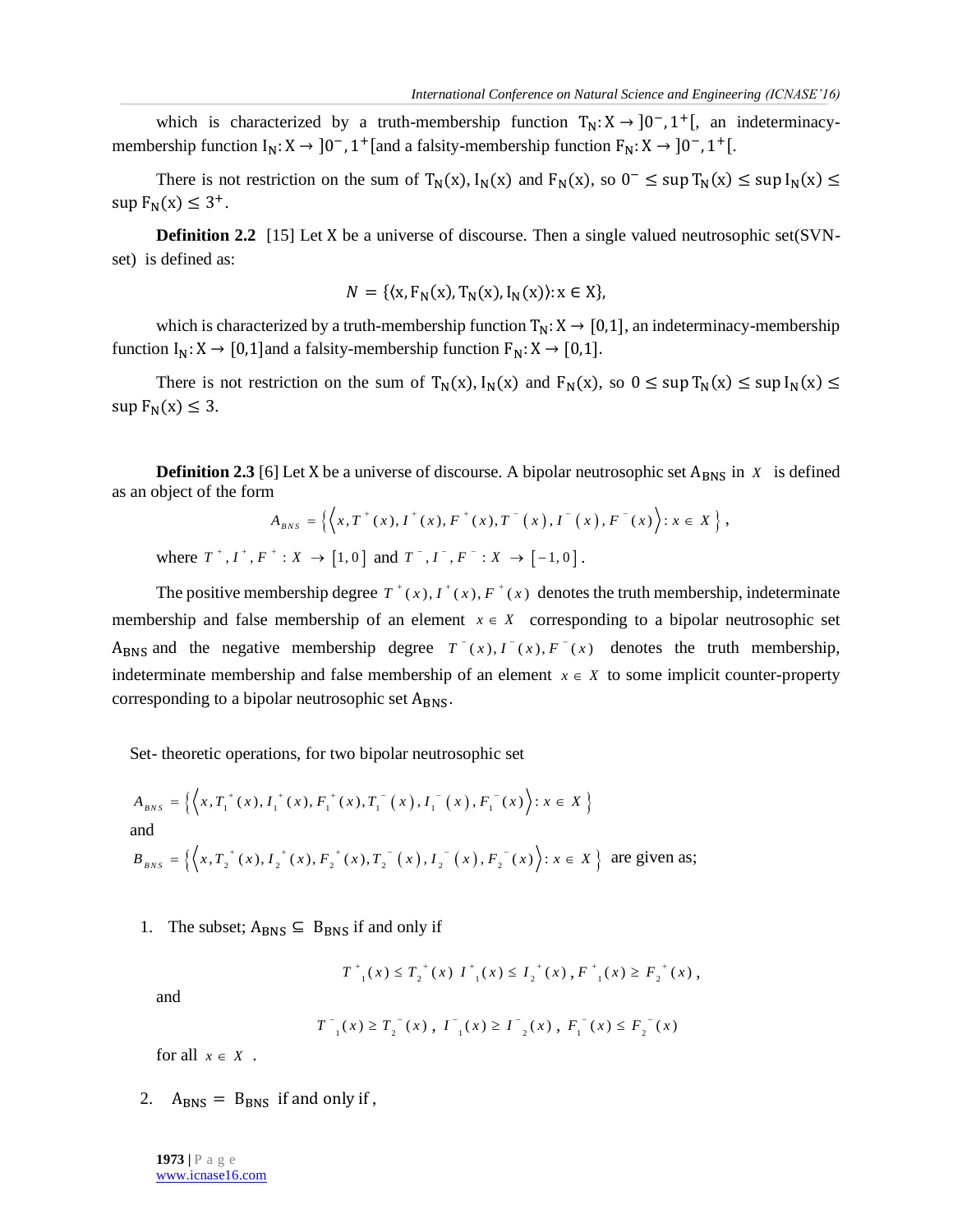which is characterized by a truth-membership function $\mathrm{T_N}: \mathrm{X} \rightarrow ]0^-, 1^+[$, an indeterminacy-membership function $\mathrm{I_N}: \mathrm{X} \rightarrow ]0^-, 1^+[$ and a falsity-membership function $\mathrm{F_N}: \mathrm{X} \rightarrow ]0^-, 1^+[$.

There is not restriction on the sum of $\mathrm{T_N(x)}, \mathrm{I_N(x)}$ and $\mathrm{F_N(x)}$, so $0^- \leq \sup \mathrm{T_N(x)} \leq \sup \mathrm{I_N(x)} \leq \sup \mathrm{F_N(x)} \leq 3^+$.

**Definition 2.2** [15] Let X be a universe of discourse. Then a single valued neutrosophic set(SVN-set) is defined as:

$$N = \{\langle \mathrm{x}, \mathrm{F_N(x)}, \mathrm{T_N(x)}, \mathrm{I_N(x)} \rangle : \mathrm{x} \in \mathrm{X}\},$$

which is characterized by a truth-membership function $\mathrm{T_N}: \mathrm{X} \rightarrow [0,1]$, an indeterminacy-membership function $\mathrm{I_N}: \mathrm{X} \rightarrow [0,1]$ and a falsity-membership function $\mathrm{F_N}: \mathrm{X} \rightarrow [0,1]$.

There is not restriction on the sum of $\mathrm{T_N(x)}, \mathrm{I_N(x)}$ and $\mathrm{F_N(x)}$, so $0 \leq \sup \mathrm{T_N(x)} \leq \sup \mathrm{I_N(x)} \leq \sup \mathrm{F_N(x)} \leq 3$.

**Definition 2.3** [6] Let X be a universe of discourse. A bipolar neutrosophic set $\mathrm{A_{BNS}}$ in $X$ is defined as an object of the form

$$A_{BNS} = \left\{ \left\langle x, T^+(x), I^+(x), F^+(x), T^-(x), I^-(x), F^-(x) \right\rangle : x \in X \right\},$$

where $T^+, I^+, F^+ : X \rightarrow [1, 0]$ and $T^-, I^-, F^- : X \rightarrow [-1, 0]$.

The positive membership degree $T^+(x), I^+(x), F^+(x)$ denotes the truth membership, indeterminate membership and false membership of an element $x \in X$ corresponding to a bipolar neutrosophic set $\mathrm{A_{BNS}}$ and the negative membership degree $T^-(x), I^-(x), F^-(x)$ denotes the truth membership, indeterminate membership and false membership of an element $x \in X$ to some implicit counter-property corresponding to a bipolar neutrosophic set $\mathrm{A_{BNS}}$.

Set- theoretic operations, for two bipolar neutrosophic set

$$A_{BNS} = \left\{ \left\langle x, T_1^+(x), I_1^+(x), F_1^+(x), T_1^-(x), I_1^-(x), F_1^-(x) \right\rangle : x \in X \right\}$$

and

$$B_{BNS} = \left\{ \left\langle x, T_2^+(x), I_2^+(x), F_2^+(x), T_2^-(x), I_2^-(x), F_2^-(x) \right\rangle : x \in X \right\}$$ are given as;

1. The subset; $\mathrm{A_{BNS}} \subseteq \mathrm{B_{BNS}}$ if and only if

$$T^+_1(x) \leq T_2^+(x) \;\; I^+_1(x) \leq I_2^+(x), F^+_1(x) \geq F_2^+(x),$$

and

$$T^-_1(x) \geq T_2^-(x), \;\; I^-_1(x) \geq I^-_2(x), \;\; F_1^-(x) \leq F_2^-(x)$$

for all $x \in X$.

2. $\mathrm{A_{BNS}} = \mathrm{B_{BNS}}$ if and only if ,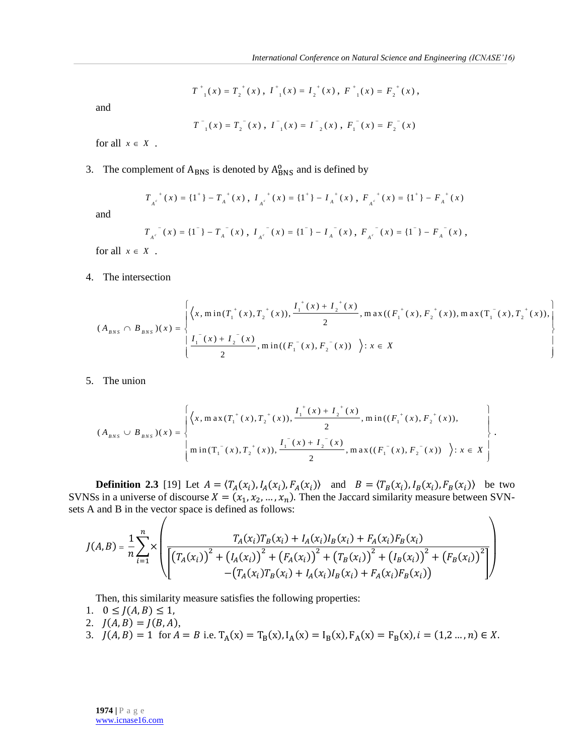$$T^{+}_{1}(x) = T_{2}^{+}(x),\ I^{+}_{1}(x) = I_{2}^{+}(x),\ F^{+}_{1}(x) = F_{2}^{+}(x),$$

and

$$T^{-}_{1}(x) = T_{2}^{-}(x),\ I^{-}_{1}(x) = I^{-}_{2}(x),\ F_{1}^{-}(x) = F_{2}^{-}(x)$$

for all $x \in X$.

3. The complement of $A_{BNS}$ is denoted by $A^{o}_{BNS}$ and is defined by

$$T_{A^c}^{+}(x) = \{1^{+}\} - T_{A}^{+}(x),\ I_{A^c}^{+}(x) = \{1^{+}\} - I_{A}^{+}(x),\ F_{A^c}^{+}(x) = \{1^{+}\} - F_{A}^{+}(x)$$

and

$$T_{A^c}^{-}(x) = \{1^{-}\} - T_{A}^{-}(x),\ I_{A^c}^{-}(x) = \{1^{-}\} - I_{A}^{-}(x),\ F_{A^c}^{-}(x) = \{1^{-}\} - F_{A}^{-}(x),$$

for all $x \in X$.

4. The intersection

$$(A_{BNS} \cap B_{BNS})(x) = \left\{ \begin{array}{l} \Big\langle x, \min(T_1^{+}(x), T_2^{+}(x)), \dfrac{I_1^{+}(x) + I_2^{+}(x)}{2}, \max((F_1^{+}(x), F_2^{+}(x)), \max(T_1^{-}(x), T_2^{+}(x)), \\ \dfrac{I_1^{-}(x) + I_2^{-}(x)}{2}, \min((F_1^{-}(x), F_2^{-}(x)) \quad \Big\rangle : x \in X \end{array} \right\}$$

5. The union

$$(A_{BNS} \cup B_{BNS})(x) = \left\{ \begin{array}{l} \Big\langle x, \max(T_1^{+}(x), T_2^{+}(x)), \dfrac{I_1^{+}(x) + I_2^{+}(x)}{2}, \min((F_1^{+}(x), F_2^{+}(x)), \\ \min(T_1^{-}(x), T_2^{+}(x)), \dfrac{I_1^{-}(x) + I_2^{-}(x)}{2}, \max((F_1^{-}(x), F_2^{-}(x)) \quad \Big\rangle : x \in X \end{array} \right\}.$$

**Definition 2.3** [19] Let $A = \langle T_A(x_i), I_A(x_i), F_A(x_i) \rangle$ and $B = \langle T_B(x_i), I_B(x_i), F_B(x_i) \rangle$ be two SVNSs in a universe of discourse $X = (x_1, x_2, \ldots, x_n)$. Then the Jaccard similarity measure between SVN-sets A and B in the vector space is defined as follows:

$$J(A,B) = \frac{1}{n}\sum_{i=1}^{n} \times \left( \frac{T_A(x_i)T_B(x_i) + I_A(x_i)I_B(x_i) + F_A(x_i)F_B(x_i)}{\left[ \begin{array}{c} (T_A(x_i))^2 + (I_A(x_i))^2 + (F_A(x_i))^2 + (T_B(x_i))^2 + (I_B(x_i))^2 + (F_B(x_i))^2 \\ -(T_A(x_i)T_B(x_i) + I_A(x_i)I_B(x_i) + F_A(x_i)F_B(x_i)) \end{array} \right]} \right)$$

Then, this similarity measure satisfies the following properties:

1. $0 \le J(A,B) \le 1$,
2. $J(A,B) = J(B,A)$,
3. $J(A,B) = 1$ for $A = B$ i.e. $T_A(x) = T_B(x), I_A(x) = I_B(x), F_A(x) = F_B(x), i = (1, 2 \ldots, n) \in X$.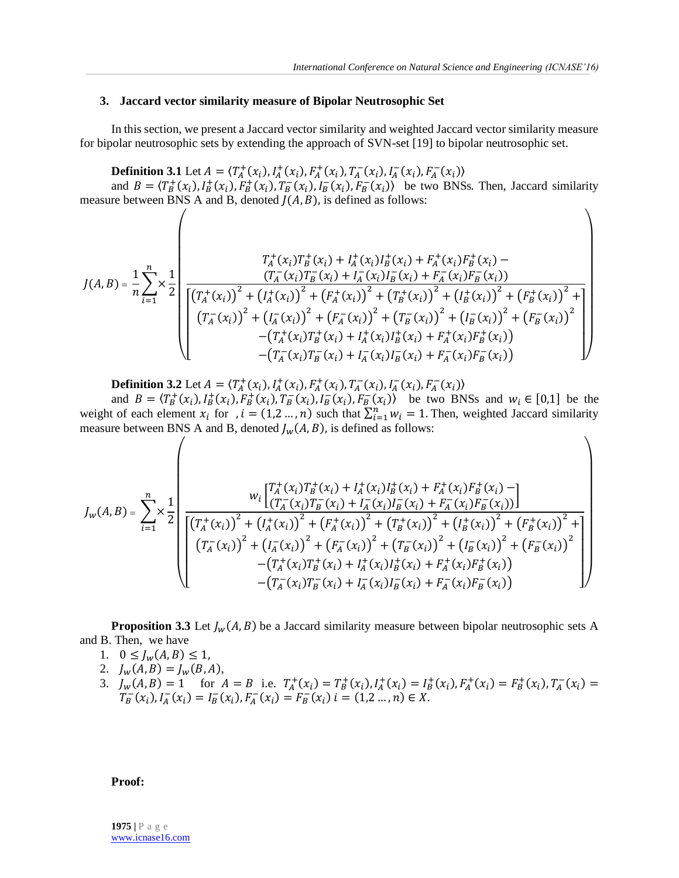### 3. Jaccard vector similarity measure of Bipolar Neutrosophic Set

In this section, we present a Jaccard vector similarity and weighted Jaccard vector similarity measure for bipolar neutrosophic sets by extending the approach of SVN-set [19] to bipolar neutrosophic set.

**Definition 3.1** Let $A = \langle T_A^+(x_i), I_A^+(x_i), F_A^+(x_i), T_A^-(x_i), I_A^-(x_i), F_A^-(x_i)\rangle$ and $B = \langle T_B^+(x_i), I_B^+(x_i), F_B^+(x_i), T_B^-(x_i), I_B^-(x_i), F_B^-(x_i)\rangle$ be two BNSs. Then, Jaccard similarity measure between BNS A and B, denoted $J(A,B)$, is defined as follows:

$$J(A,B) = \frac{1}{n}\sum_{i=1}^{n} \times \frac{1}{2}\left( \frac{\begin{array}{c} T_A^+(x_i)T_B^+(x_i) + I_A^+(x_i)I_B^+(x_i) + F_A^+(x_i)F_B^+(x_i) - \\ (T_A^-(x_i)T_B^-(x_i) + I_A^-(x_i)I_B^-(x_i) + F_A^-(x_i)F_B^-(x_i)) \end{array}}{\left[\begin{array}{c} \left(T_A^+(x_i)\right)^2 + \left(I_A^+(x_i)\right)^2 + \left(F_A^+(x_i)\right)^2 + \left(T_B^+(x_i)\right)^2 + \left(I_B^+(x_i)\right)^2 + \left(F_B^+(x_i)\right)^2 + \\ \left(T_A^-(x_i)\right)^2 + \left(I_A^-(x_i)\right)^2 + \left(F_A^-(x_i)\right)^2 + \left(T_B^-(x_i)\right)^2 + \left(I_B^-(x_i)\right)^2 + \left(F_B^-(x_i)\right)^2 \\ -\left(T_A^+(x_i)T_B^+(x_i) + I_A^+(x_i)I_B^+(x_i) + F_A^+(x_i)F_B^+(x_i)\right) \\ -\left(T_A^-(x_i)T_B^-(x_i) + I_A^-(x_i)I_B^-(x_i) + F_A^-(x_i)F_B^-(x_i)\right) \end{array}\right]} \right)$$

**Definition 3.2** Let $A = \langle T_A^+(x_i), I_A^+(x_i), F_A^+(x_i), T_A^-(x_i), I_A^-(x_i), F_A^-(x_i)\rangle$ and $B = \langle T_B^+(x_i), I_B^+(x_i), F_B^+(x_i), T_B^-(x_i), I_B^-(x_i), F_B^-(x_i)\rangle$ be two BNSs and $w_i \in [0,1]$ be the weight of each element $x_i$ for $, i = (1,2 \dots, n)$ such that $\sum_{i=1}^{n} w_i = 1$. Then, weighted Jaccard similarity measure between BNS A and B, denoted $J_w(A,B)$, is defined as follows:

$$J_w(A,B) = \sum_{i=1}^{n} \times \frac{1}{2}\left( \frac{w_i\left[\begin{array}{c} T_A^+(x_i)T_B^+(x_i) + I_A^+(x_i)I_B^+(x_i) + F_A^+(x_i)F_B^+(x_i) - \\ (T_A^-(x_i)T_B^-(x_i) + I_A^-(x_i)I_B^-(x_i) + F_A^-(x_i)F_B^-(x_i)) \end{array}\right]}{\left[\begin{array}{c} \left(T_A^+(x_i)\right)^2 + \left(I_A^+(x_i)\right)^2 + \left(F_A^+(x_i)\right)^2 + \left(T_B^+(x_i)\right)^2 + \left(I_B^+(x_i)\right)^2 + \left(F_B^+(x_i)\right)^2 + \\ \left(T_A^-(x_i)\right)^2 + \left(I_A^-(x_i)\right)^2 + \left(F_A^-(x_i)\right)^2 + \left(T_B^-(x_i)\right)^2 + \left(I_B^-(x_i)\right)^2 + \left(F_B^-(x_i)\right)^2 \\ -\left(T_A^+(x_i)T_B^+(x_i) + I_A^+(x_i)I_B^+(x_i) + F_A^+(x_i)F_B^+(x_i)\right) \\ -\left(T_A^-(x_i)T_B^-(x_i) + I_A^-(x_i)I_B^-(x_i) + F_A^-(x_i)F_B^-(x_i)\right) \end{array}\right]} \right)$$

**Proposition 3.3** Let $J_w(A,B)$ be a Jaccard similarity measure between bipolar neutrosophic sets A and B. Then, we have

1. $0 \le J_w(A,B) \le 1$,
2. $J_w(A,B) = J_w(B,A)$,
3. $J_w(A,B) = 1$ for $A = B$ i.e. $T_A^+(x_i) = T_B^+(x_i), I_A^+(x_i) = I_B^+(x_i), F_A^+(x_i) = F_B^+(x_i), T_A^-(x_i) = T_B^-(x_i), I_A^-(x_i) = I_B^-(x_i), F_A^-(x_i) = F_B^-(x_i)$ $i = (1,2 \dots, n) \in X$.

**Proof:**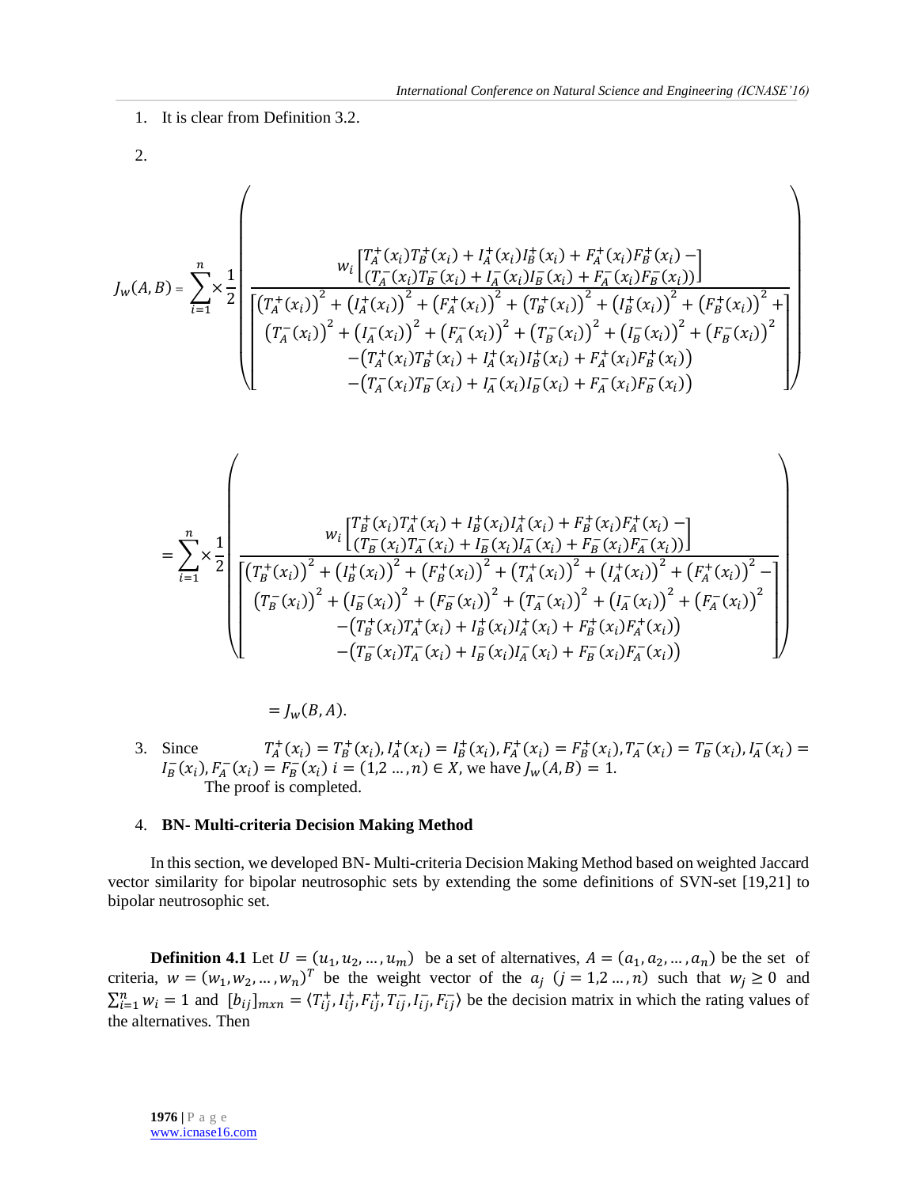1. It is clear from Definition 3.2.

2.

$$
J_w(A,B) = \sum_{i=1}^{n} \times \frac{1}{2}\left(\frac{w_i\begin{bmatrix} T_A^+(x_i)T_B^+(x_i) + I_A^+(x_i)I_B^+(x_i) + F_A^+(x_i)F_B^+(x_i) - \\ (T_A^-(x_i)T_B^-(x_i) + I_A^-(x_i)I_B^-(x_i) + F_A^-(x_i)F_B^-(x_i)) \end{bmatrix}}{\begin{bmatrix} \left(T_A^+(x_i)\right)^2 + \left(I_A^+(x_i)\right)^2 + \left(F_A^+(x_i)\right)^2 + \left(T_B^+(x_i)\right)^2 + \left(I_B^+(x_i)\right)^2 + \left(F_B^+(x_i)\right)^2 + \\ \left(T_A^-(x_i)\right)^2 + \left(I_A^-(x_i)\right)^2 + \left(F_A^-(x_i)\right)^2 + \left(T_B^-(x_i)\right)^2 + \left(I_B^-(x_i)\right)^2 + \left(F_B^-(x_i)\right)^2 \\ -\left(T_A^+(x_i)T_B^+(x_i) + I_A^+(x_i)I_B^+(x_i) + F_A^+(x_i)F_B^+(x_i)\right) \\ -\left(T_A^-(x_i)T_B^-(x_i) + I_A^-(x_i)I_B^-(x_i) + F_A^-(x_i)F_B^-(x_i)\right) \end{bmatrix}}\right)
$$

$$
= \sum_{i=1}^{n} \times \frac{1}{2}\left(\frac{w_i\begin{bmatrix} T_B^+(x_i)T_A^+(x_i) + I_B^+(x_i)I_A^+(x_i) + F_B^+(x_i)F_A^+(x_i) - \\ (T_B^-(x_i)T_A^-(x_i) + I_B^-(x_i)I_A^-(x_i) + F_B^-(x_i)F_A^-(x_i)) \end{bmatrix}}{\begin{bmatrix} \left(T_B^+(x_i)\right)^2 + \left(I_B^+(x_i)\right)^2 + \left(F_B^+(x_i)\right)^2 + \left(T_A^+(x_i)\right)^2 + \left(I_A^+(x_i)\right)^2 + \left(F_A^+(x_i)\right)^2 - \\ \left(T_B^-(x_i)\right)^2 + \left(I_B^-(x_i)\right)^2 + \left(F_B^-(x_i)\right)^2 + \left(T_A^-(x_i)\right)^2 + \left(I_A^-(x_i)\right)^2 + \left(F_A^-(x_i)\right)^2 \\ -\left(T_B^+(x_i)T_A^+(x_i) + I_B^+(x_i)I_A^+(x_i) + F_B^+(x_i)F_A^+(x_i)\right) \\ -\left(T_B^-(x_i)T_A^-(x_i) + I_B^-(x_i)I_A^-(x_i) + F_B^-(x_i)F_A^-(x_i)\right) \end{bmatrix}}\right)
$$

$$
= J_w(B,A).
$$

3. Since $T_A^+(x_i) = T_B^+(x_i), I_A^+(x_i) = I_B^+(x_i), F_A^+(x_i) = F_B^+(x_i), T_A^-(x_i) = T_B^-(x_i), I_A^-(x_i) = I_B^-(x_i), F_A^-(x_i) = F_B^-(x_i)$ $i = (1,2 \ldots, n) \in X$, we have $J_w(A,B) = 1$.
The proof is completed.

## 4. BN- Multi-criteria Decision Making Method

In this section, we developed BN- Multi-criteria Decision Making Method based on weighted Jaccard vector similarity for bipolar neutrosophic sets by extending the some definitions of SVN-set [19,21] to bipolar neutrosophic set.

**Definition 4.1** Let $U = (u_1, u_2, \ldots, u_m)$ be a set of alternatives, $A = (a_1, a_2, \ldots, a_n)$ be the set of criteria, $w = (w_1, w_2, \ldots, w_n)^T$ be the weight vector of the $a_j$ $(j = 1,2 \ldots, n)$ such that $w_j \geq 0$ and $\sum_{i=1}^{n} w_i = 1$ and $[b_{ij}]_{mxn} = \langle T_{ij}^+, I_{ij}^+, F_{ij}^+, T_{ij}^-, I_{ij}^-, F_{ij}^- \rangle$ be the decision matrix in which the rating values of the alternatives. Then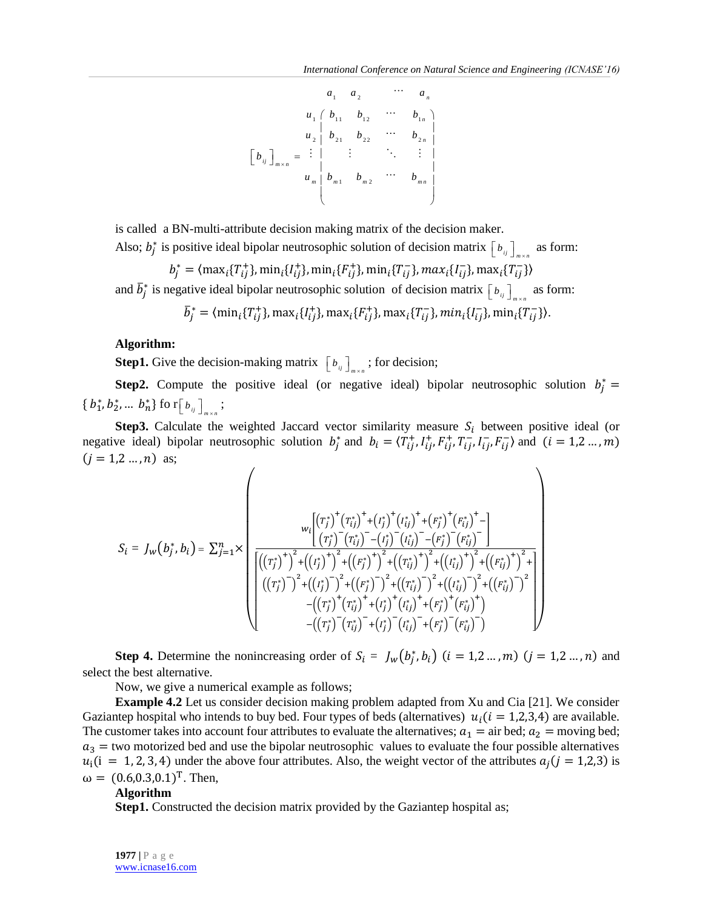$$
\left[b_{ij}\right]_{m\times n} = \begin{array}{c} \\ u_1 \\ u_2 \\ \vdots \\ u_m \end{array} \begin{array}{c} \begin{array}{cccc} a_1 & a_2 & \cdots & a_n \end{array} \\ \begin{pmatrix} b_{11} & b_{12} & \cdots & b_{1n} \\ b_{21} & b_{22} & \cdots & b_{2n} \\ \vdots & \vdots & \ddots & \vdots \\ b_{m1} & b_{m2} & \cdots & b_{mn} \end{pmatrix} \end{array}
$$

is called a BN-multi-attribute decision making matrix of the decision maker.

Also; $b_j^*$ is positive ideal bipolar neutrosophic solution of decision matrix $\left[b_{ij}\right]_{m\times n}$ as form:

$$b_j^* = \langle \max_i\{T_{ij}^+\}, \min_i\{I_{ij}^+\}, \min_i\{F_{ij}^+\}, \min_i\{T_{ij}^-\}, max_i\{I_{ij}^-\}, \max_i\{T_{ij}^-\}\rangle$$

and $\bar{b}_j^*$ is negative ideal bipolar neutrosophic solution of decision matrix $\left[b_{ij}\right]_{m\times n}$ as form:

$$\bar{b}_j^* = \langle \min_i\{T_{ij}^+\}, \max_i\{I_{ij}^+\}, \max_i\{F_{ij}^+\}, \max_i\{T_{ij}^-\}, min_i\{I_{ij}^-\}, \min_i\{T_{ij}^-\}\rangle.$$

**Algorithm:**

**Step1.** Give the decision-making matrix $\left[b_{ij}\right]_{m\times n}$; for decision;

**Step2.** Compute the positive ideal (or negative ideal) bipolar neutrosophic solution $b_j^* = \{b_1^*, b_2^*, \ldots b_n^*\}$ fo r$\left[b_{ij}\right]_{m\times n}$;

**Step3.** Calculate the weighted Jaccard vector similarity measure $S_i$ between positive ideal (or negative ideal) bipolar neutrosophic solution $b_j^*$ and $b_i = \langle T_{ij}^+, I_{ij}^+, F_{ij}^+, T_{ij}^-, I_{ij}^-, F_{ij}^-\rangle$ and $(i = 1,2\ldots,m)$ $(j = 1,2\ldots,n)$ as;

$$
S_i = J_w\left(b_j^*, b_i\right) = \sum_{j=1}^{n} \times \left( \frac{w_i\left[\begin{array}{c}\left(T_j^*\right)^+\left(T_{ij}^*\right)^+ + \left(I_j^*\right)^+\left(I_{ij}^*\right)^+ + \left(F_j^*\right)^+\left(F_{ij}^*\right)^+ - \\ \left(T_j^*\right)^-\left(T_{ij}^*\right)^- - \left(I_j^*\right)^-\left(I_{ij}^*\right)^- - \left(F_j^*\right)^-\left(F_{ij}^*\right)^-\end{array}\right]}{\left[\begin{array}{c}\left(\left(T_j^*\right)^+\right)^2 + \left(\left(I_j^*\right)^+\right)^2 + \left(\left(F_j^*\right)^+\right)^2 + \left(\left(T_{ij}^*\right)^+\right)^2 + \left(\left(I_{ij}^*\right)^+\right)^2 + \left(\left(F_{ij}^*\right)^+\right)^2 + \\ \left(\left(T_j^*\right)^-\right)^2 + \left(\left(I_j^*\right)^-\right)^2 + \left(\left(F_j^*\right)^-\right)^2 + \left(\left(T_{ij}^*\right)^-\right)^2 + \left(\left(I_{ij}^*\right)^-\right)^2 + \left(\left(F_{ij}^*\right)^-\right)^2 \\ -\left(\left(T_j^*\right)^+\left(T_{ij}^*\right)^+ + \left(I_j^*\right)^+\left(I_{ij}^*\right)^+ + \left(F_j^*\right)^+\left(F_{ij}^*\right)^+\right) \\ -\left(\left(T_j^*\right)^-\left(T_{ij}^*\right)^- + \left(I_j^*\right)^-\left(I_{ij}^*\right)^- + \left(F_j^*\right)^-\left(F_{ij}^*\right)^-\right)\end{array}\right]} \right)
$$

**Step 4.** Determine the nonincreasing order of $S_i = J_w\left(b_j^*, b_i\right)$ $(i = 1,2\ldots,m)$ $(j = 1,2\ldots,n)$ and select the best alternative.

Now, we give a numerical example as follows;

**Example 4.2** Let us consider decision making problem adapted from Xu and Cia [21]. We consider Gaziantep hospital who intends to buy bed. Four types of beds (alternatives) $u_i(i = 1,2,3,4)$ are available. The customer takes into account four attributes to evaluate the alternatives; $a_1$ = air bed; $a_2$ = moving bed; $a_3$ = two motorized bed and use the bipolar neutrosophic values to evaluate the four possible alternatives $u_i(i = 1,2,3,4)$ under the above four attributes. Also, the weight vector of the attributes $a_j(j = 1,2,3)$ is $\omega = (0.6,0.3,0.1)^T$. Then,

**Algorithm**

**Step1.** Constructed the decision matrix provided by the Gaziantep hospital as;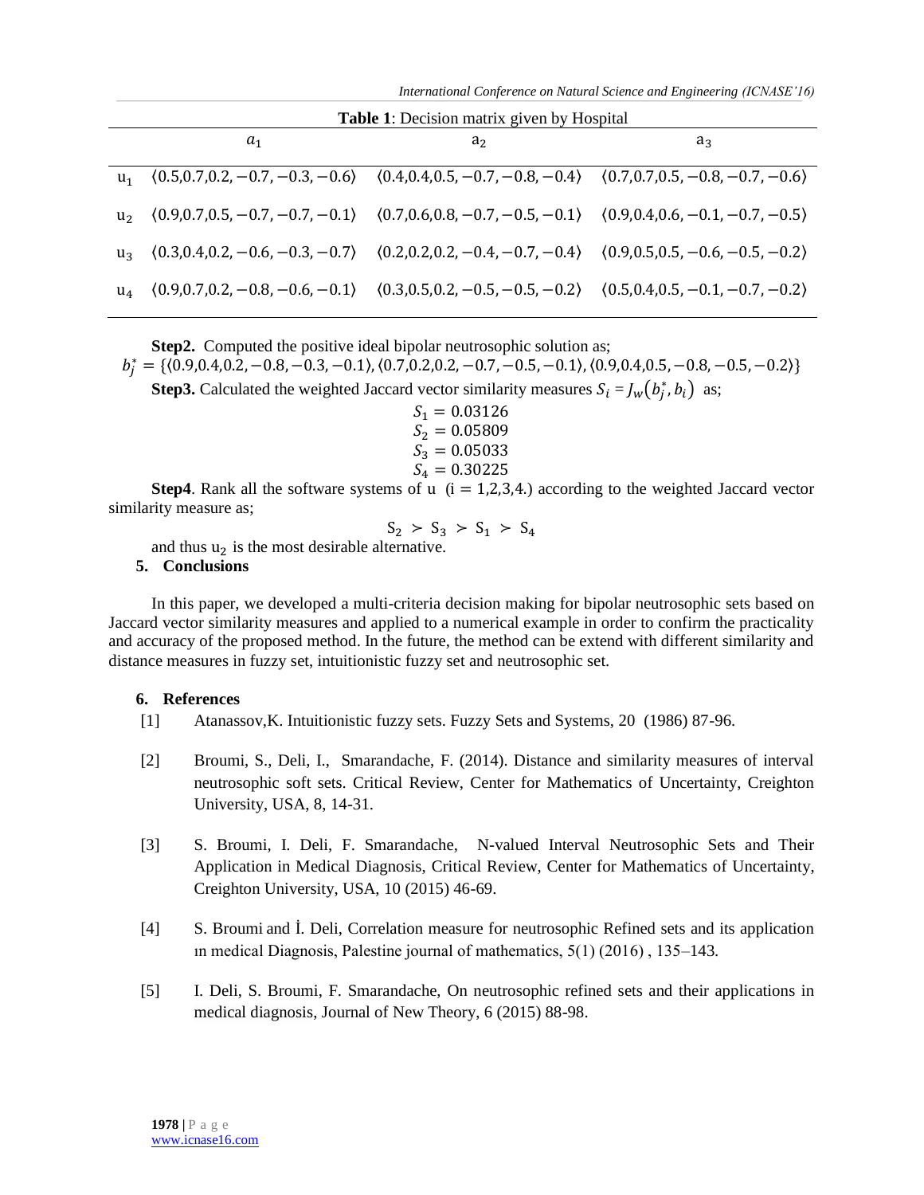**Table 1**: Decision matrix given by Hospital

| | $a_1$ | $a_2$ | $a_3$ |
|---|---|---|---|
| $u_1$ | $\langle 0.5,0.7,0.2,-0.7,-0.3,-0.6\rangle$ | $\langle 0.4,0.4,0.5,-0.7,-0.8,-0.4\rangle$ | $\langle 0.7,0.7,0.5,-0.8,-0.7,-0.6\rangle$ |
| $u_2$ | $\langle 0.9,0.7,0.5,-0.7,-0.7,-0.1\rangle$ | $\langle 0.7,0.6,0.8,-0.7,-0.5,-0.1\rangle$ | $\langle 0.9,0.4,0.6,-0.1,-0.7,-0.5\rangle$ |
| $u_3$ | $\langle 0.3,0.4,0.2,-0.6,-0.3,-0.7\rangle$ | $\langle 0.2,0.2,0.2,-0.4,-0.7,-0.4\rangle$ | $\langle 0.9,0.5,0.5,-0.6,-0.5,-0.2\rangle$ |
| $u_4$ | $\langle 0.9,0.7,0.2,-0.8,-0.6,-0.1\rangle$ | $\langle 0.3,0.5,0.2,-0.5,-0.5,-0.2\rangle$ | $\langle 0.5,0.4,0.5,-0.1,-0.7,-0.2\rangle$ |

**Step2.** Computed the positive ideal bipolar neutrosophic solution as;

$b_j^* = \{\langle 0.9,0.4,0.2,-0.8,-0.3,-0.1\rangle, \langle 0.7,0.2,0.2,-0.7,-0.5,-0.1\rangle, \langle 0.9,0.4,0.5,-0.8,-0.5,-0.2\rangle\}$

**Step3.** Calculated the weighted Jaccard vector similarity measures $S_i = J_w(b_j^*, b_i)$ as;

$$S_1 = 0.03126$$
$$S_2 = 0.05809$$
$$S_3 = 0.05033$$
$$S_4 = 0.30225$$

**Step4**. Rank all the software systems of u (i = 1,2,3,4.) according to the weighted Jaccard vector similarity measure as;

$$S_2 \succ S_3 \succ S_1 \succ S_4$$

and thus $u_2$ is the most desirable alternative.

## 5. Conclusions

In this paper, we developed a multi-criteria decision making for bipolar neutrosophic sets based on Jaccard vector similarity measures and applied to a numerical example in order to confirm the practicality and accuracy of the proposed method. In the future, the method can be extend with different similarity and distance measures in fuzzy set, intuitionistic fuzzy set and neutrosophic set.

## 6. References

[1] Atanassov,K. Intuitionistic fuzzy sets. Fuzzy Sets and Systems, 20 (1986) 87-96.

[2] Broumi, S., Deli, I., Smarandache, F. (2014). Distance and similarity measures of interval neutrosophic soft sets. Critical Review, Center for Mathematics of Uncertainty, Creighton University, USA, 8, 14-31.

[3] S. Broumi, I. Deli, F. Smarandache, N-valued Interval Neutrosophic Sets and Their Application in Medical Diagnosis, Critical Review, Center for Mathematics of Uncertainty, Creighton University, USA, 10 (2015) 46-69.

[4] S. Broumi and İ. Deli, Correlation measure for neutrosophic Refined sets and its application ın medical Diagnosis, Palestine journal of mathematics, 5(1) (2016) , 135–143.

[5] I. Deli, S. Broumi, F. Smarandache, On neutrosophic refined sets and their applications in medical diagnosis, Journal of New Theory, 6 (2015) 88-98.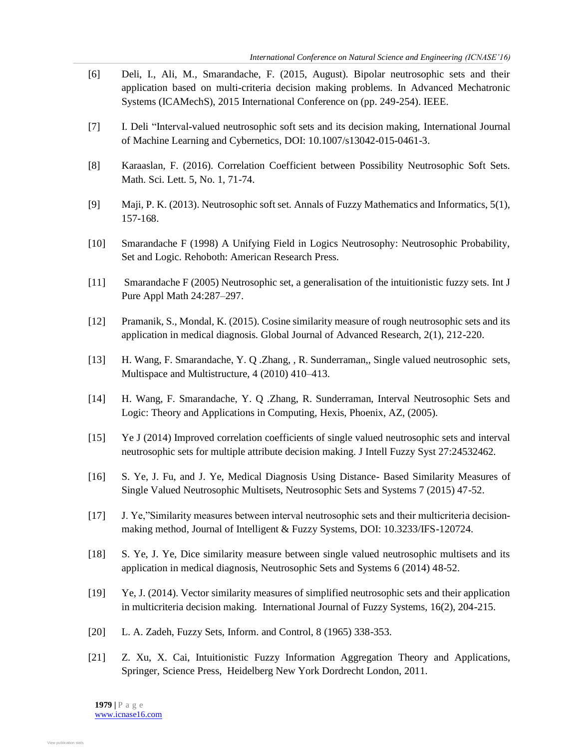[6] Deli, I., Ali, M., Smarandache, F. (2015, August). Bipolar neutrosophic sets and their application based on multi-criteria decision making problems. In Advanced Mechatronic Systems (ICAMechS), 2015 International Conference on (pp. 249-254). IEEE.

[7] I. Deli "Interval-valued neutrosophic soft sets and its decision making, International Journal of Machine Learning and Cybernetics, DOI: 10.1007/s13042-015-0461-3.

[8] Karaaslan, F. (2016). Correlation Coefficient between Possibility Neutrosophic Soft Sets. Math. Sci. Lett. 5, No. 1, 71-74.

[9] Maji, P. K. (2013). Neutrosophic soft set. Annals of Fuzzy Mathematics and Informatics, 5(1), 157-168.

[10] Smarandache F (1998) A Unifying Field in Logics Neutrosophy: Neutrosophic Probability, Set and Logic. Rehoboth: American Research Press.

[11] Smarandache F (2005) Neutrosophic set, a generalisation of the intuitionistic fuzzy sets. Int J Pure Appl Math 24:287–297.

[12] Pramanik, S., Mondal, K. (2015). Cosine similarity measure of rough neutrosophic sets and its application in medical diagnosis. Global Journal of Advanced Research, 2(1), 212-220.

[13] H. Wang, F. Smarandache, Y. Q .Zhang, , R. Sunderraman,, Single valued neutrosophic sets, Multispace and Multistructure, 4 (2010) 410–413.

[14] H. Wang, F. Smarandache, Y. Q .Zhang, R. Sunderraman, Interval Neutrosophic Sets and Logic: Theory and Applications in Computing, Hexis, Phoenix, AZ, (2005).

[15] Ye J (2014) Improved correlation coefficients of single valued neutrosophic sets and interval neutrosophic sets for multiple attribute decision making. J Intell Fuzzy Syst 27:24532462.

[16] S. Ye, J. Fu, and J. Ye, Medical Diagnosis Using Distance- Based Similarity Measures of Single Valued Neutrosophic Multisets, Neutrosophic Sets and Systems 7 (2015) 47-52.

[17] J. Ye,"Similarity measures between interval neutrosophic sets and their multicriteria decision-making method, Journal of Intelligent & Fuzzy Systems, DOI: 10.3233/IFS-120724.

[18] S. Ye, J. Ye, Dice similarity measure between single valued neutrosophic multisets and its application in medical diagnosis, Neutrosophic Sets and Systems 6 (2014) 48-52.

[19] Ye, J. (2014). Vector similarity measures of simplified neutrosophic sets and their application in multicriteria decision making. International Journal of Fuzzy Systems, 16(2), 204-215.

[20] L. A. Zadeh, Fuzzy Sets, Inform. and Control, 8 (1965) 338-353.

[21] Z. Xu, X. Cai, Intuitionistic Fuzzy Information Aggregation Theory and Applications, Springer, Science Press, Heidelberg New York Dordrecht London, 2011.